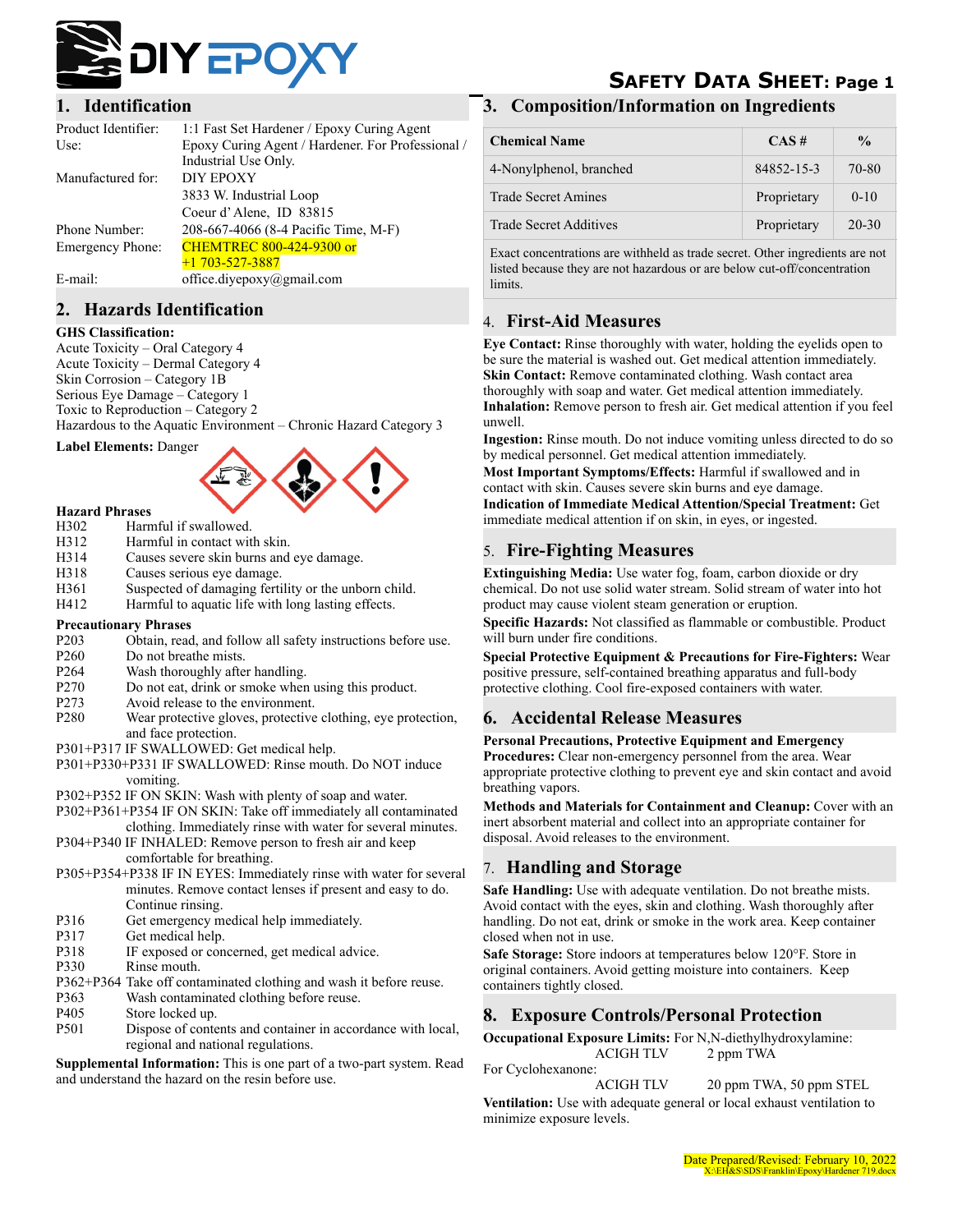# DIY EPOXY

## SAFETY DATA SHEET: Page 1

## 1. Identification

Product Identifier: 1:1 Fast Set Hardener / Epoxy Curing Agent
Use: Epoxy Curing Agent / Hardener. For Professional / Industrial Use Only.
Manufactured for: DIY EPOXY
3833 W. Industrial Loop
Coeur d' Alene, ID 83815
Phone Number: 208-667-4066 (8-4 Pacific Time, M-F)
Emergency Phone: CHEMTREC 800-424-9300 or +1 703-527-3887
E-mail: office.diyepoxy@gmail.com

## 2. Hazards Identification

**GHS Classification:**
Acute Toxicity – Oral Category 4
Acute Toxicity – Dermal Category 4
Skin Corrosion – Category 1B
Serious Eye Damage – Category 1
Toxic to Reproduction – Category 2
Hazardous to the Aquatic Environment – Chronic Hazard Category 3

**Label Elements:** Danger

**Hazard Phrases**
H302 Harmful if swallowed.
H312 Harmful in contact with skin.
H314 Causes severe skin burns and eye damage.
H318 Causes serious eye damage.
H361 Suspected of damaging fertility or the unborn child.
H412 Harmful to aquatic life with long lasting effects.

**Precautionary Phrases**
P203 Obtain, read, and follow all safety instructions before use.
P260 Do not breathe mists.
P264 Wash thoroughly after handling.
P270 Do not eat, drink or smoke when using this product.
P273 Avoid release to the environment.
P280 Wear protective gloves, protective clothing, eye protection, and face protection.
P301+P317 IF SWALLOWED: Get medical help.
P301+P330+P331 IF SWALLOWED: Rinse mouth. Do NOT induce vomiting.
P302+P352 IF ON SKIN: Wash with plenty of soap and water.
P302+P361+P354 IF ON SKIN: Take off immediately all contaminated clothing. Immediately rinse with water for several minutes.
P304+P340 IF INHALED: Remove person to fresh air and keep comfortable for breathing.
P305+P354+P338 IF IN EYES: Immediately rinse with water for several minutes. Remove contact lenses if present and easy to do. Continue rinsing.
P316 Get emergency medical help immediately.
P317 Get medical help.
P318 IF exposed or concerned, get medical advice.
P330 Rinse mouth.
P362+P364 Take off contaminated clothing and wash it before reuse.
P363 Wash contaminated clothing before reuse.
P405 Store locked up.
P501 Dispose of contents and container in accordance with local, regional and national regulations.

**Supplemental Information:** This is one part of a two-part system. Read and understand the hazard on the resin before use.

## 3. Composition/Information on Ingredients

| Chemical Name | CAS # | % |
|---|---|---|
| 4-Nonylphenol, branched | 84852-15-3 | 70-80 |
| Trade Secret Amines | Proprietary | 0-10 |
| Trade Secret Additives | Proprietary | 20-30 |

Exact concentrations are withheld as trade secret. Other ingredients are not listed because they are not hazardous or are below cut-off/concentration limits.

## 4. First-Aid Measures

**Eye Contact:** Rinse thoroughly with water, holding the eyelids open to be sure the material is washed out. Get medical attention immediately.
**Skin Contact:** Remove contaminated clothing. Wash contact area thoroughly with soap and water. Get medical attention immediately.
**Inhalation:** Remove person to fresh air. Get medical attention if you feel unwell.
**Ingestion:** Rinse mouth. Do not induce vomiting unless directed to do so by medical personnel. Get medical attention immediately.
**Most Important Symptoms/Effects:** Harmful if swallowed and in contact with skin. Causes severe skin burns and eye damage.
**Indication of Immediate Medical Attention/Special Treatment:** Get immediate medical attention if on skin, in eyes, or ingested.

## 5. Fire-Fighting Measures

**Extinguishing Media:** Use water fog, foam, carbon dioxide or dry chemical. Do not use solid water stream. Solid stream of water into hot product may cause violent steam generation or eruption.
**Specific Hazards:** Not classified as flammable or combustible. Product will burn under fire conditions.
**Special Protective Equipment & Precautions for Fire-Fighters:** Wear positive pressure, self-contained breathing apparatus and full-body protective clothing. Cool fire-exposed containers with water.

## 6. Accidental Release Measures

**Personal Precautions, Protective Equipment and Emergency Procedures:** Clear non-emergency personnel from the area. Wear appropriate protective clothing to prevent eye and skin contact and avoid breathing vapors.
**Methods and Materials for Containment and Cleanup:** Cover with an inert absorbent material and collect into an appropriate container for disposal. Avoid releases to the environment.

## 7. Handling and Storage

**Safe Handling:** Use with adequate ventilation. Do not breathe mists. Avoid contact with the eyes, skin and clothing. Wash thoroughly after handling. Do not eat, drink or smoke in the work area. Keep container closed when not in use.
**Safe Storage:** Store indoors at temperatures below 120°F. Store in original containers. Avoid getting moisture into containers. Keep containers tightly closed.

## 8. Exposure Controls/Personal Protection

**Occupational Exposure Limits:** For N,N-diethylhydroxylamine:
ACIGH TLV 2 ppm TWA
For Cyclohexanone:
ACIGH TLV 20 ppm TWA, 50 ppm STEL
**Ventilation:** Use with adequate general or local exhaust ventilation to minimize exposure levels.

Date Prepared/Revised: February 10, 2022
X:\EH&S\SDS\Franklin\Epoxy\Hardener 719.docx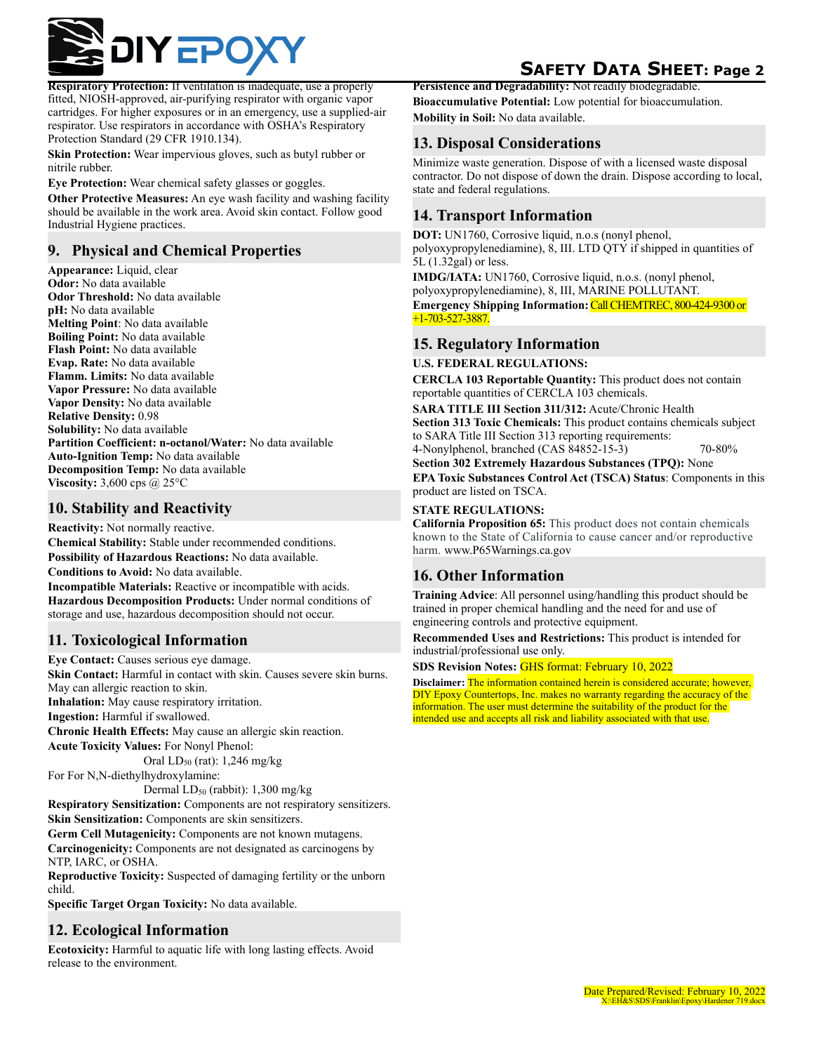**Respiratory Protection:** If ventilation is inadequate, use a properly fitted, NIOSH-approved, air-purifying respirator with organic vapor cartridges. For higher exposures or in an emergency, use a supplied-air respirator. Use respirators in accordance with OSHA's Respiratory Protection Standard (29 CFR 1910.134).

**Skin Protection:** Wear impervious gloves, such as butyl rubber or nitrile rubber.

**Eye Protection:** Wear chemical safety glasses or goggles.

**Other Protective Measures:** An eye wash facility and washing facility should be available in the work area. Avoid skin contact. Follow good Industrial Hygiene practices.

## 9. Physical and Chemical Properties

**Appearance:** Liquid, clear
**Odor:** No data available
**Odor Threshold:** No data available
**pH:** No data available
**Melting Point**: No data available
**Boiling Point:** No data available
**Flash Point:** No data available
**Evap. Rate:** No data available
**Flamm. Limits:** No data available
**Vapor Pressure:** No data available
**Vapor Density:** No data available
**Relative Density:** 0.98
**Solubility:** No data available
**Partition Coefficient: n-octanol/Water:** No data available
**Auto-Ignition Temp:** No data available
**Decomposition Temp:** No data available
**Viscosity:** 3,600 cps @ 25°C

## 10. Stability and Reactivity

**Reactivity:** Not normally reactive.
**Chemical Stability:** Stable under recommended conditions.
**Possibility of Hazardous Reactions:** No data available.
**Conditions to Avoid:** No data available.
**Incompatible Materials:** Reactive or incompatible with acids.
**Hazardous Decomposition Products:** Under normal conditions of storage and use, hazardous decomposition should not occur.

## 11. Toxicological Information

**Eye Contact:** Causes serious eye damage.
**Skin Contact:** Harmful in contact with skin. Causes severe skin burns. May can allergic reaction to skin.
**Inhalation:** May cause respiratory irritation.
**Ingestion:** Harmful if swallowed.
**Chronic Health Effects:** May cause an allergic skin reaction.
**Acute Toxicity Values:** For Nonyl Phenol:
Oral $LD_{50}$ (rat): 1,246 mg/kg
For For N,N-diethylhydroxylamine:
Dermal $LD_{50}$ (rabbit): 1,300 mg/kg
**Respiratory Sensitization:** Components are not respiratory sensitizers.
**Skin Sensitization:** Components are skin sensitizers.
**Germ Cell Mutagenicity:** Components are not known mutagens.
**Carcinogenicity:** Components are not designated as carcinogens by NTP, IARC, or OSHA.
**Reproductive Toxicity:** Suspected of damaging fertility or the unborn child.
**Specific Target Organ Toxicity:** No data available.

## 12. Ecological Information

**Ecotoxicity:** Harmful to aquatic life with long lasting effects. Avoid release to the environment.
**Persistence and Degradability:** Not readily biodegradable.
**Bioaccumulative Potential:** Low potential for bioaccumulation.
**Mobility in Soil:** No data available.

## 13. Disposal Considerations

Minimize waste generation. Dispose of with a licensed waste disposal contractor. Do not dispose of down the drain. Dispose according to local, state and federal regulations.

## 14. Transport Information

**DOT:** UN1760, Corrosive liquid, n.o.s (nonyl phenol, polyoxypropylenediamine), 8, III. LTD QTY if shipped in quantities of 5L (1.32gal) or less.
**IMDG/IATA:** UN1760, Corrosive liquid, n.o.s. (nonyl phenol, polyoxypropylenediamine), 8, III, MARINE POLLUTANT.
**Emergency Shipping Information:** Call CHEMTREC, 800-424-9300 or +1-703-527-3887.

## 15. Regulatory Information

**U.S. FEDERAL REGULATIONS:**

**CERCLA 103 Reportable Quantity:** This product does not contain reportable quantities of CERCLA 103 chemicals.
**SARA TITLE III Section 311/312:** Acute/Chronic Health
**Section 313 Toxic Chemicals:** This product contains chemicals subject to SARA Title III Section 313 reporting requirements:
4-Nonylphenol, branched (CAS 84852-15-3) 70-80%
**Section 302 Extremely Hazardous Substances (TPQ):** None
**EPA Toxic Substances Control Act (TSCA) Status**: Components in this product are listed on TSCA.

**STATE REGULATIONS:**

**California Proposition 65:** This product does not contain chemicals known to the State of California to cause cancer and/or reproductive harm. www.P65Warnings.ca.gov

## 16. Other Information

**Training Advice**: All personnel using/handling this product should be trained in proper chemical handling and the need for and use of engineering controls and protective equipment.

**Recommended Uses and Restrictions:** This product is intended for industrial/professional use only.

**SDS Revision Notes:** GHS format: February 10, 2022

**Disclaimer:** The information contained herein is considered accurate; however, DIY Epoxy Countertops, Inc. makes no warranty regarding the accuracy of the information. The user must determine the suitability of the product for the intended use and accepts all risk and liability associated with that use.

Date Prepared/Revised: February 10, 2022
X:\EH&S\SDS\Franklin\Epoxy\Hardener 719.docx